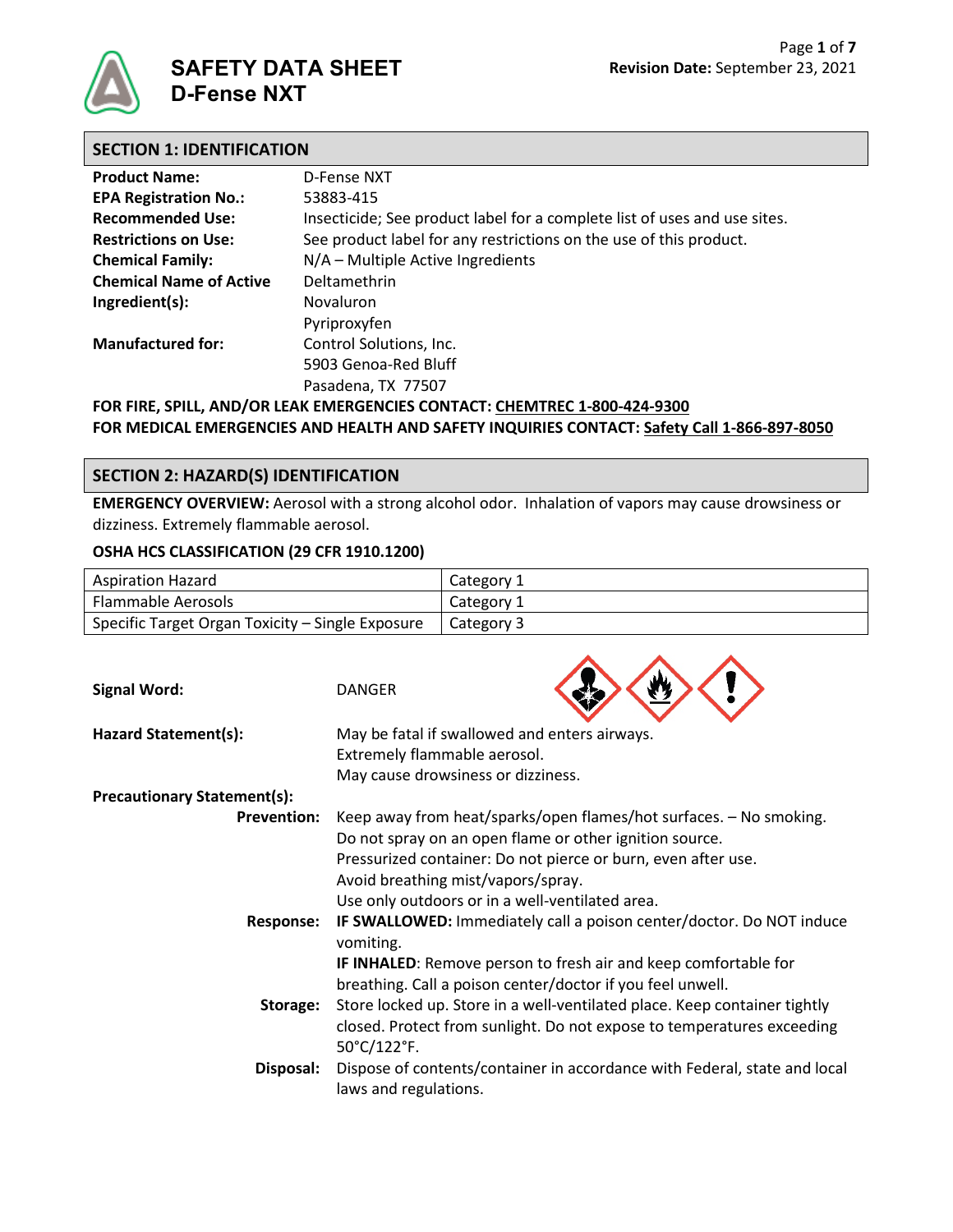# SAFETY DATA SHEET
# D-Fense NXT

**Revision Date:** September 23, 2021

## SECTION 1: IDENTIFICATION

| | |
|---|---|
| **Product Name:** | D-Fense NXT |
| **EPA Registration No.:** | 53883-415 |
| **Recommended Use:** | Insecticide; See product label for a complete list of uses and use sites. |
| **Restrictions on Use:** | See product label for any restrictions on the use of this product. |
| **Chemical Family:** | N/A – Multiple Active Ingredients |
| **Chemical Name of Active Ingredient(s):** | Deltamethrin<br>Novaluron<br>Pyriproxyfen |
| **Manufactured for:** | Control Solutions, Inc.<br>5903 Genoa-Red Bluff<br>Pasadena, TX 77507 |

**FOR FIRE, SPILL, AND/OR LEAK EMERGENCIES CONTACT: CHEMTREC 1-800-424-9300**
**FOR MEDICAL EMERGENCIES AND HEALTH AND SAFETY INQUIRIES CONTACT: Safety Call 1-866-897-8050**

## SECTION 2: HAZARD(S) IDENTIFICATION

**EMERGENCY OVERVIEW:** Aerosol with a strong alcohol odor. Inhalation of vapors may cause drowsiness or dizziness. Extremely flammable aerosol.

**OSHA HCS CLASSIFICATION (29 CFR 1910.1200)**

| | |
|---|---|
| Aspiration Hazard | Category 1 |
| Flammable Aerosols | Category 1 |
| Specific Target Organ Toxicity – Single Exposure | Category 3 |

**Signal Word:** DANGER

**Hazard Statement(s):**
May be fatal if swallowed and enters airways.
Extremely flammable aerosol.
May cause drowsiness or dizziness.

**Precautionary Statement(s):**

**Prevention:** Keep away from heat/sparks/open flames/hot surfaces. – No smoking.
Do not spray on an open flame or other ignition source.
Pressurized container: Do not pierce or burn, even after use.
Avoid breathing mist/vapors/spray.
Use only outdoors or in a well-ventilated area.

**Response:** **IF SWALLOWED:** Immediately call a poison center/doctor. Do NOT induce vomiting.
**IF INHALED**: Remove person to fresh air and keep comfortable for breathing. Call a poison center/doctor if you feel unwell.

**Storage:** Store locked up. Store in a well-ventilated place. Keep container tightly closed. Protect from sunlight. Do not expose to temperatures exceeding 50°C/122°F.

**Disposal:** Dispose of contents/container in accordance with Federal, state and local laws and regulations.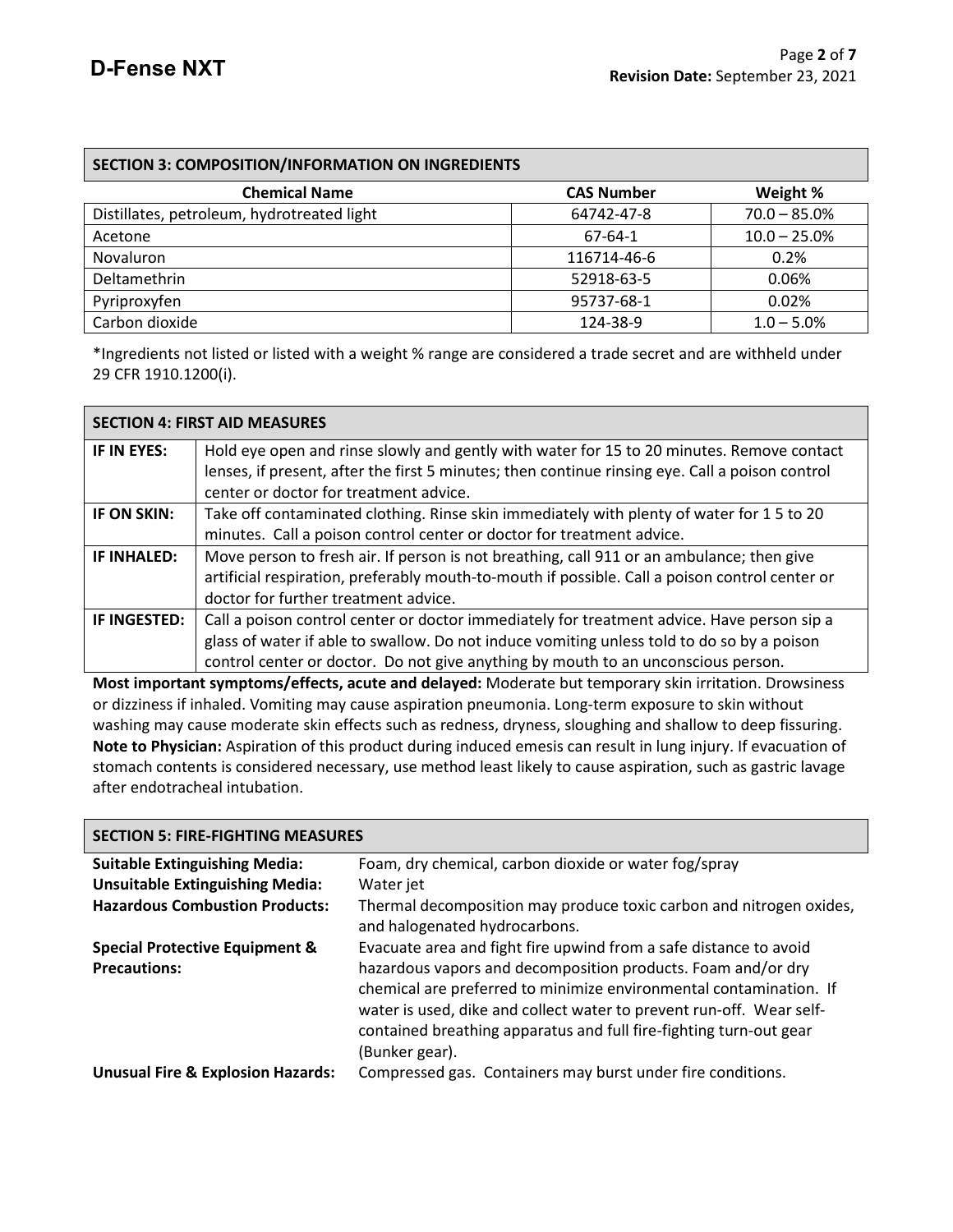## SECTION 3: COMPOSITION/INFORMATION ON INGREDIENTS

| Chemical Name | CAS Number | Weight % |
|---|---|---|
| Distillates, petroleum, hydrotreated light | 64742-47-8 | 70.0 – 85.0% |
| Acetone | 67-64-1 | 10.0 – 25.0% |
| Novaluron | 116714-46-6 | 0.2% |
| Deltamethrin | 52918-63-5 | 0.06% |
| Pyriproxyfen | 95737-68-1 | 0.02% |
| Carbon dioxide | 124-38-9 | 1.0 – 5.0% |

*Ingredients not listed or listed with a weight % range are considered a trade secret and are withheld under 29 CFR 1910.1200(i).

## SECTION 4: FIRST AID MEASURES

| | |
|---|---|
| **IF IN EYES:** | Hold eye open and rinse slowly and gently with water for 15 to 20 minutes. Remove contact lenses, if present, after the first 5 minutes; then continue rinsing eye. Call a poison control center or doctor for treatment advice. |
| **IF ON SKIN:** | Take off contaminated clothing. Rinse skin immediately with plenty of water for 1 5 to 20 minutes. Call a poison control center or doctor for treatment advice. |
| **IF INHALED:** | Move person to fresh air. If person is not breathing, call 911 or an ambulance; then give artificial respiration, preferably mouth-to-mouth if possible. Call a poison control center or doctor for further treatment advice. |
| **IF INGESTED:** | Call a poison control center or doctor immediately for treatment advice. Have person sip a glass of water if able to swallow. Do not induce vomiting unless told to do so by a poison control center or doctor. Do not give anything by mouth to an unconscious person. |

**Most important symptoms/effects, acute and delayed:** Moderate but temporary skin irritation. Drowsiness or dizziness if inhaled. Vomiting may cause aspiration pneumonia. Long-term exposure to skin without washing may cause moderate skin effects such as redness, dryness, sloughing and shallow to deep fissuring.
**Note to Physician:** Aspiration of this product during induced emesis can result in lung injury. If evacuation of stomach contents is considered necessary, use method least likely to cause aspiration, such as gastric lavage after endotracheal intubation.

## SECTION 5: FIRE-FIGHTING MEASURES

| | |
|---|---|
| **Suitable Extinguishing Media:** | Foam, dry chemical, carbon dioxide or water fog/spray |
| **Unsuitable Extinguishing Media:** | Water jet |
| **Hazardous Combustion Products:** | Thermal decomposition may produce toxic carbon and nitrogen oxides, and halogenated hydrocarbons. |
| **Special Protective Equipment & Precautions:** | Evacuate area and fight fire upwind from a safe distance to avoid hazardous vapors and decomposition products. Foam and/or dry chemical are preferred to minimize environmental contamination. If water is used, dike and collect water to prevent run-off. Wear self-contained breathing apparatus and full fire-fighting turn-out gear (Bunker gear). |
| **Unusual Fire & Explosion Hazards:** | Compressed gas. Containers may burst under fire conditions. |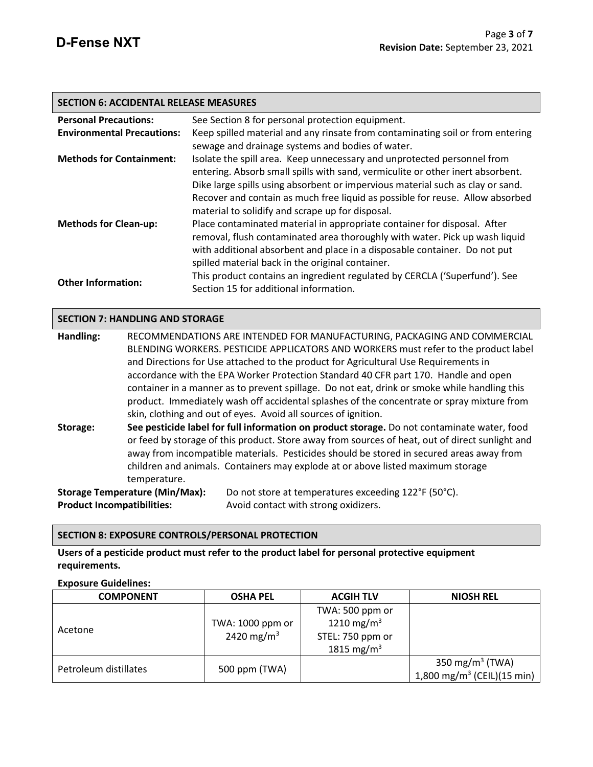## SECTION 6: ACCIDENTAL RELEASE MEASURES

**Personal Precautions:** See Section 8 for personal protection equipment.

**Environmental Precautions:** Keep spilled material and any rinsate from contaminating soil or from entering sewage and drainage systems and bodies of water.

**Methods for Containment:** Isolate the spill area. Keep unnecessary and unprotected personnel from entering. Absorb small spills with sand, vermiculite or other inert absorbent. Dike large spills using absorbent or impervious material such as clay or sand. Recover and contain as much free liquid as possible for reuse. Allow absorbed material to solidify and scrape up for disposal.

**Methods for Clean-up:** Place contaminated material in appropriate container for disposal. After removal, flush contaminated area thoroughly with water. Pick up wash liquid with additional absorbent and place in a disposable container. Do not put spilled material back in the original container.

**Other Information:** This product contains an ingredient regulated by CERCLA ('Superfund'). See Section 15 for additional information.

## SECTION 7: HANDLING AND STORAGE

**Handling:** RECOMMENDATIONS ARE INTENDED FOR MANUFACTURING, PACKAGING AND COMMERCIAL BLENDING WORKERS. PESTICIDE APPLICATORS AND WORKERS must refer to the product label and Directions for Use attached to the product for Agricultural Use Requirements in accordance with the EPA Worker Protection Standard 40 CFR part 170. Handle and open container in a manner as to prevent spillage. Do not eat, drink or smoke while handling this product. Immediately wash off accidental splashes of the concentrate or spray mixture from skin, clothing and out of eyes. Avoid all sources of ignition.

**Storage:** **See pesticide label for full information on product storage.** Do not contaminate water, food or feed by storage of this product. Store away from sources of heat, out of direct sunlight and away from incompatible materials. Pesticides should be stored in secured areas away from children and animals. Containers may explode at or above listed maximum storage temperature.

**Storage Temperature (Min/Max):** Do not store at temperatures exceeding 122°F (50°C).

**Product Incompatibilities:** Avoid contact with strong oxidizers.

## SECTION 8: EXPOSURE CONTROLS/PERSONAL PROTECTION

**Users of a pesticide product must refer to the product label for personal protective equipment requirements.**

**Exposure Guidelines:**

| COMPONENT | OSHA PEL | ACGIH TLV | NIOSH REL |
|---|---|---|---|
| Acetone | TWA: 1000 ppm or 2420 $mg/m^3$ | TWA: 500 ppm or 1210 $mg/m^3$ STEL: 750 ppm or 1815 $mg/m^3$ | |
| Petroleum distillates | 500 ppm (TWA) | | 350 $mg/m^3$ (TWA) 1,800 $mg/m^3$ (CEIL)(15 min) |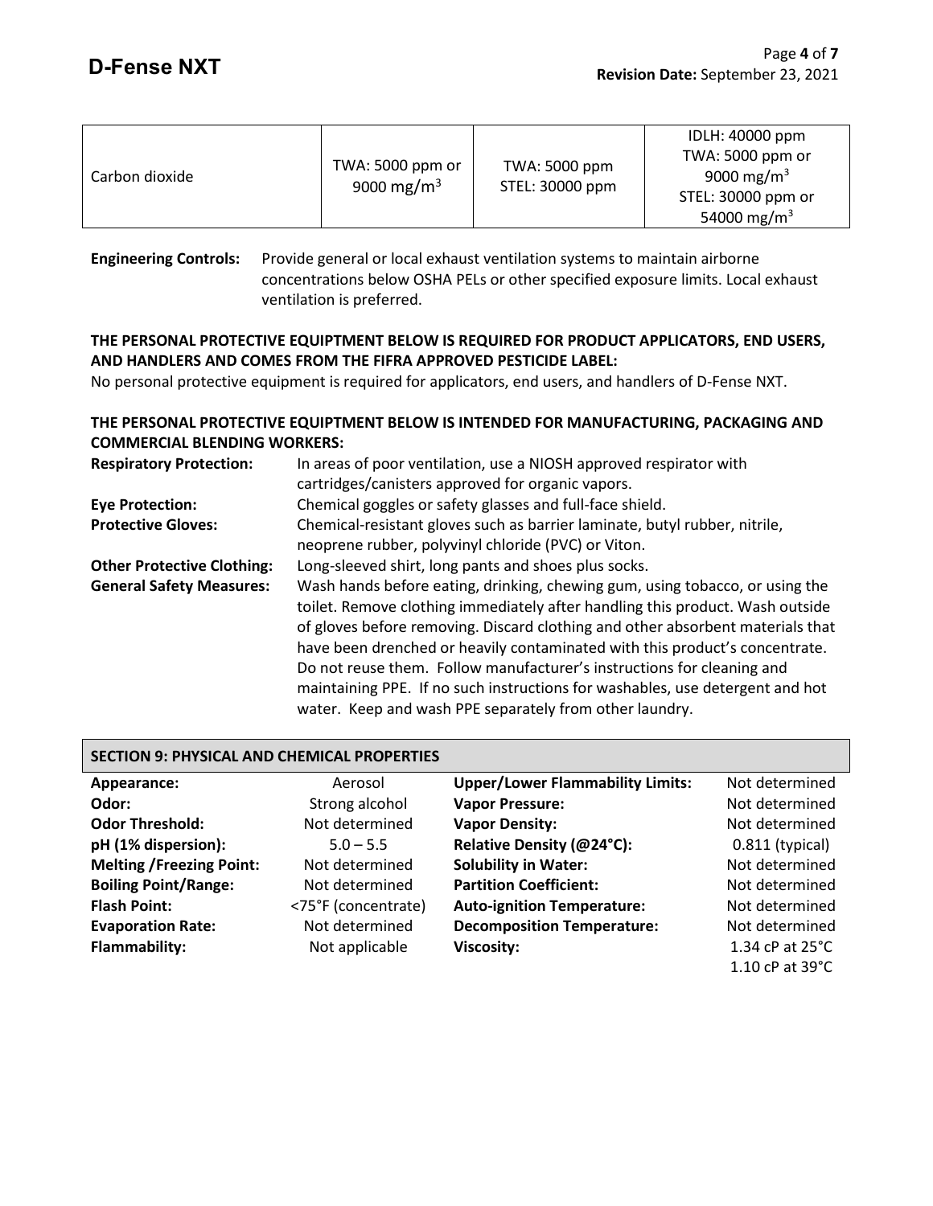| | | | |
|---|---|---|---|
| Carbon dioxide | TWA: 5000 ppm or 9000 mg/m$^3$ | TWA: 5000 ppm STEL: 30000 ppm | IDLH: 40000 ppm TWA: 5000 ppm or 9000 mg/m$^3$ STEL: 30000 ppm or 54000 mg/m$^3$ |

**Engineering Controls:** Provide general or local exhaust ventilation systems to maintain airborne concentrations below OSHA PELs or other specified exposure limits. Local exhaust ventilation is preferred.

**THE PERSONAL PROTECTIVE EQUIPTMENT BELOW IS REQUIRED FOR PRODUCT APPLICATORS, END USERS, AND HANDLERS AND COMES FROM THE FIFRA APPROVED PESTICIDE LABEL:**

No personal protective equipment is required for applicators, end users, and handlers of D-Fense NXT.

**THE PERSONAL PROTECTIVE EQUIPTMENT BELOW IS INTENDED FOR MANUFACTURING, PACKAGING AND COMMERCIAL BLENDING WORKERS:**

**Respiratory Protection:** In areas of poor ventilation, use a NIOSH approved respirator with cartridges/canisters approved for organic vapors.

**Eye Protection:** Chemical goggles or safety glasses and full-face shield.

**Protective Gloves:** Chemical-resistant gloves such as barrier laminate, butyl rubber, nitrile, neoprene rubber, polyvinyl chloride (PVC) or Viton.

**Other Protective Clothing:** Long-sleeved shirt, long pants and shoes plus socks.

**General Safety Measures:** Wash hands before eating, drinking, chewing gum, using tobacco, or using the toilet. Remove clothing immediately after handling this product. Wash outside of gloves before removing. Discard clothing and other absorbent materials that have been drenched or heavily contaminated with this product's concentrate. Do not reuse them. Follow manufacturer's instructions for cleaning and maintaining PPE. If no such instructions for washables, use detergent and hot water. Keep and wash PPE separately from other laundry.

## SECTION 9: PHYSICAL AND CHEMICAL PROPERTIES

| | | | |
|---|---|---|---|
| **Appearance:** | Aerosol | **Upper/Lower Flammability Limits:** | Not determined |
| **Odor:** | Strong alcohol | **Vapor Pressure:** | Not determined |
| **Odor Threshold:** | Not determined | **Vapor Density:** | Not determined |
| **pH (1% dispersion):** | 5.0 – 5.5 | **Relative Density (@24°C):** | 0.811 (typical) |
| **Melting /Freezing Point:** | Not determined | **Solubility in Water:** | Not determined |
| **Boiling Point/Range:** | Not determined | **Partition Coefficient:** | Not determined |
| **Flash Point:** | <75°F (concentrate) | **Auto-ignition Temperature:** | Not determined |
| **Evaporation Rate:** | Not determined | **Decomposition Temperature:** | Not determined |
| **Flammability:** | Not applicable | **Viscosity:** | 1.34 cP at 25°C<br>1.10 cP at 39°C |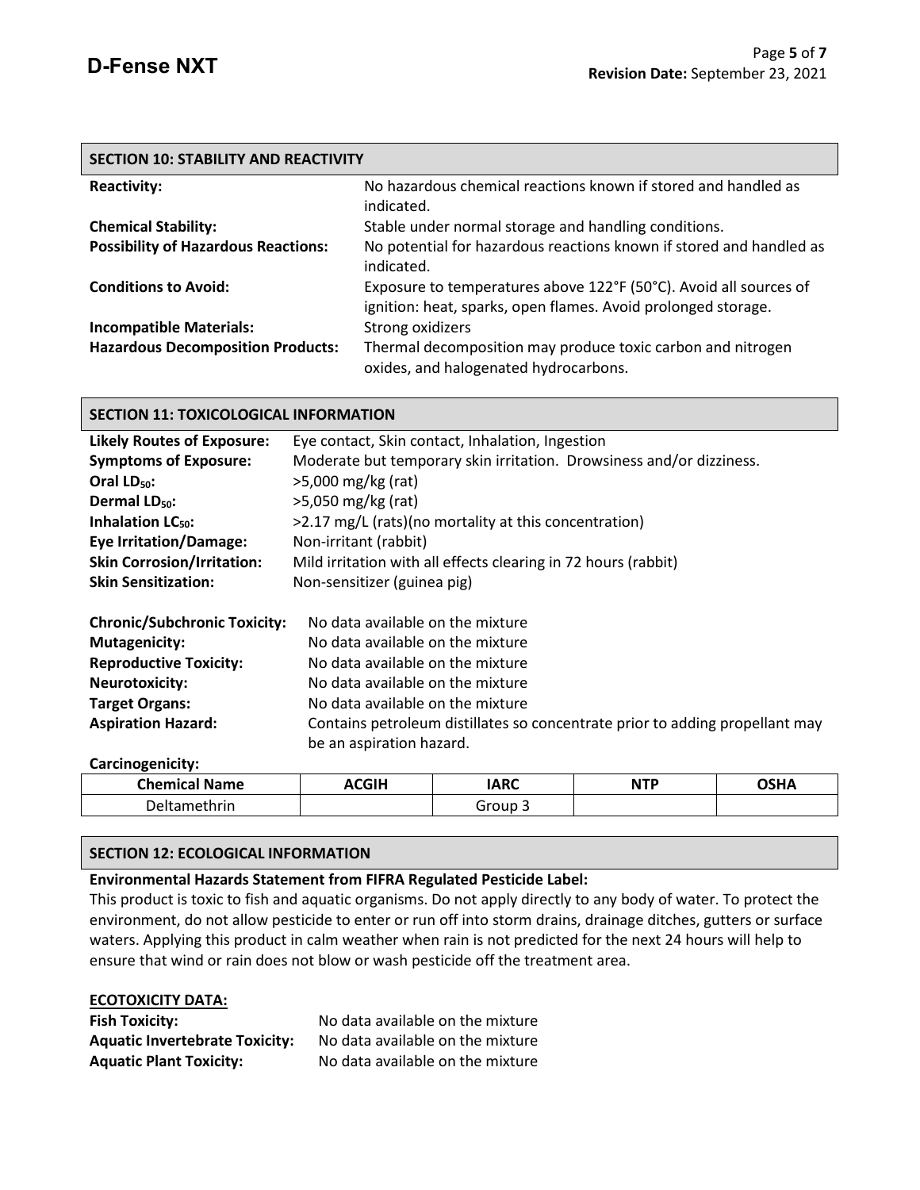## SECTION 10: STABILITY AND REACTIVITY

| | |
|---|---|
| **Reactivity:** | No hazardous chemical reactions known if stored and handled as indicated. |
| **Chemical Stability:** | Stable under normal storage and handling conditions. |
| **Possibility of Hazardous Reactions:** | No potential for hazardous reactions known if stored and handled as indicated. |
| **Conditions to Avoid:** | Exposure to temperatures above 122°F (50°C). Avoid all sources of ignition: heat, sparks, open flames. Avoid prolonged storage. |
| **Incompatible Materials:** | Strong oxidizers |
| **Hazardous Decomposition Products:** | Thermal decomposition may produce toxic carbon and nitrogen oxides, and halogenated hydrocarbons. |

## SECTION 11: TOXICOLOGICAL INFORMATION

| | |
|---|---|
| **Likely Routes of Exposure:** | Eye contact, Skin contact, Inhalation, Ingestion |
| **Symptoms of Exposure:** | Moderate but temporary skin irritation. Drowsiness and/or dizziness. |
| **Oral $LD_{50}$:** | >5,000 mg/kg (rat) |
| **Dermal $LD_{50}$:** | >5,050 mg/kg (rat) |
| **Inhalation $LC_{50}$:** | >2.17 mg/L (rats)(no mortality at this concentration) |
| **Eye Irritation/Damage:** | Non-irritant (rabbit) |
| **Skin Corrosion/Irritation:** | Mild irritation with all effects clearing in 72 hours (rabbit) |
| **Skin Sensitization:** | Non-sensitizer (guinea pig) |

| | |
|---|---|
| **Chronic/Subchronic Toxicity:** | No data available on the mixture |
| **Mutagenicity:** | No data available on the mixture |
| **Reproductive Toxicity:** | No data available on the mixture |
| **Neurotoxicity:** | No data available on the mixture |
| **Target Organs:** | No data available on the mixture |
| **Aspiration Hazard:** | Contains petroleum distillates so concentrate prior to adding propellant may be an aspiration hazard. |

**Carcinogenicity:**

| Chemical Name | ACGIH | IARC | NTP | OSHA |
|---|---|---|---|---|
| Deltamethrin | | Group 3 | | |

## SECTION 12: ECOLOGICAL INFORMATION

**Environmental Hazards Statement from FIFRA Regulated Pesticide Label:**

This product is toxic to fish and aquatic organisms. Do not apply directly to any body of water. To protect the environment, do not allow pesticide to enter or run off into storm drains, drainage ditches, gutters or surface waters. Applying this product in calm weather when rain is not predicted for the next 24 hours will help to ensure that wind or rain does not blow or wash pesticide off the treatment area.

**ECOTOXICITY DATA:**

| | |
|---|---|
| **Fish Toxicity:** | No data available on the mixture |
| **Aquatic Invertebrate Toxicity:** | No data available on the mixture |
| **Aquatic Plant Toxicity:** | No data available on the mixture |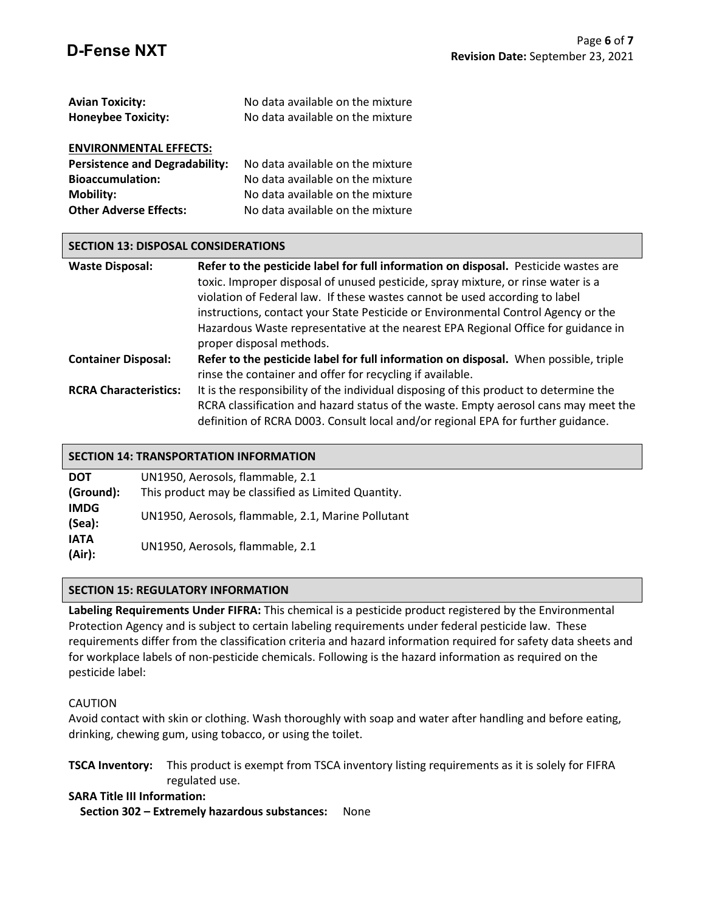**Avian Toxicity:** No data available on the mixture
**Honeybee Toxicity:** No data available on the mixture

**ENVIRONMENTAL EFFECTS:**

**Persistence and Degradability:** No data available on the mixture
**Bioaccumulation:** No data available on the mixture
**Mobility:** No data available on the mixture
**Other Adverse Effects:** No data available on the mixture

## SECTION 13: DISPOSAL CONSIDERATIONS

| | |
|---|---|
| **Waste Disposal:** | **Refer to the pesticide label for full information on disposal.** Pesticide wastes are toxic. Improper disposal of unused pesticide, spray mixture, or rinse water is a violation of Federal law. If these wastes cannot be used according to label instructions, contact your State Pesticide or Environmental Control Agency or the Hazardous Waste representative at the nearest EPA Regional Office for guidance in proper disposal methods. |
| **Container Disposal:** | **Refer to the pesticide label for full information on disposal.** When possible, triple rinse the container and offer for recycling if available. |
| **RCRA Characteristics:** | It is the responsibility of the individual disposing of this product to determine the RCRA classification and hazard status of the waste. Empty aerosol cans may meet the definition of RCRA D003. Consult local and/or regional EPA for further guidance. |

## SECTION 14: TRANSPORTATION INFORMATION

| | |
|---|---|
| **DOT (Ground):** | UN1950, Aerosols, flammable, 2.1<br>This product may be classified as Limited Quantity. |
| **IMDG (Sea):** | UN1950, Aerosols, flammable, 2.1, Marine Pollutant |
| **IATA (Air):** | UN1950, Aerosols, flammable, 2.1 |

## SECTION 15: REGULATORY INFORMATION

**Labeling Requirements Under FIFRA:** This chemical is a pesticide product registered by the Environmental Protection Agency and is subject to certain labeling requirements under federal pesticide law. These requirements differ from the classification criteria and hazard information required for safety data sheets and for workplace labels of non-pesticide chemicals. Following is the hazard information as required on the pesticide label:

CAUTION
Avoid contact with skin or clothing. Wash thoroughly with soap and water after handling and before eating, drinking, chewing gum, using tobacco, or using the toilet.

**TSCA Inventory:** This product is exempt from TSCA inventory listing requirements as it is solely for FIFRA regulated use.

**SARA Title III Information:**

**Section 302 – Extremely hazardous substances:** None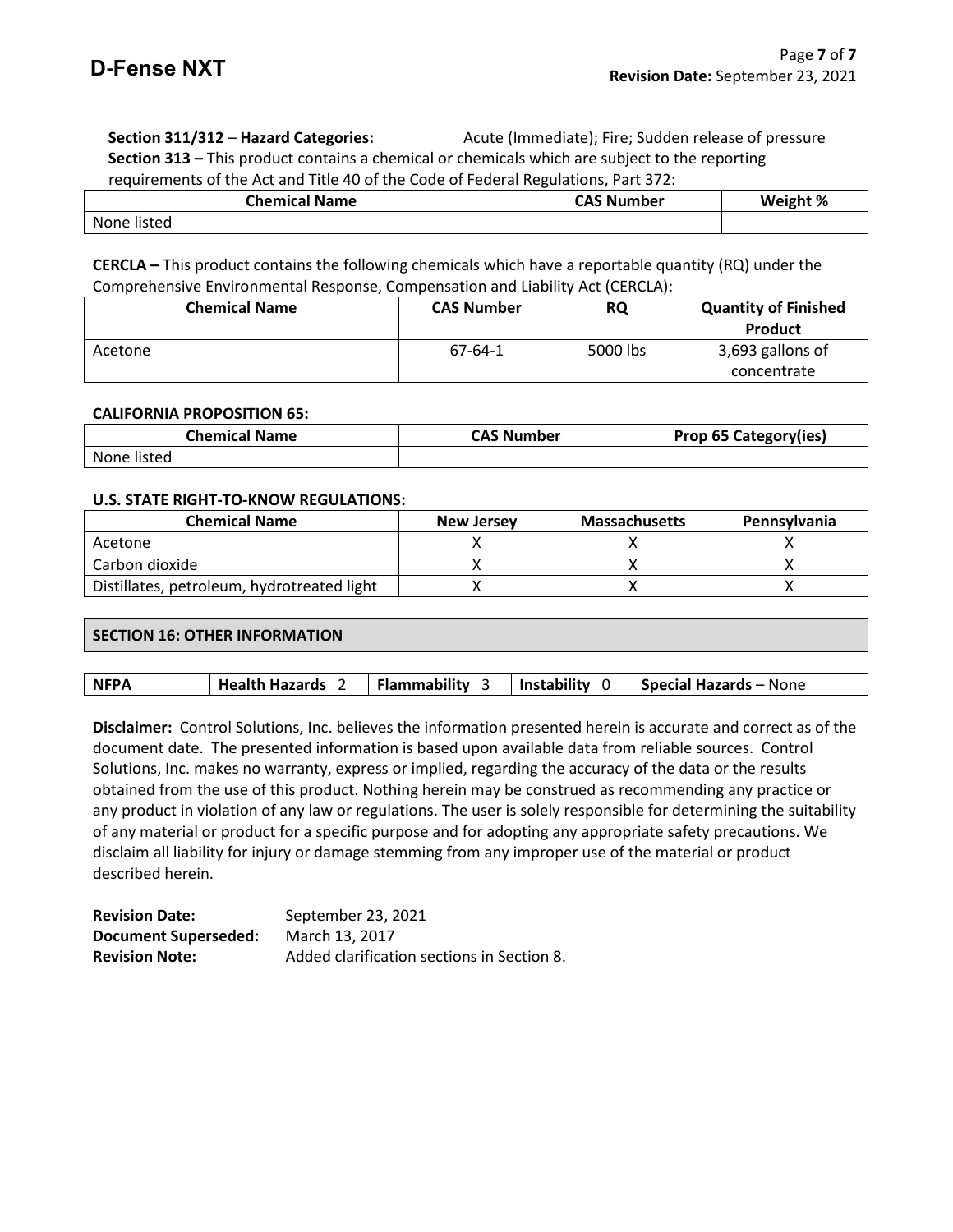**Section 311/312** – **Hazard Categories:** Acute (Immediate); Fire; Sudden release of pressure

**Section 313 –** This product contains a chemical or chemicals which are subject to the reporting requirements of the Act and Title 40 of the Code of Federal Regulations, Part 372:

| Chemical Name | CAS Number | Weight % |
|---|---|---|
| None listed | | |

**CERCLA –** This product contains the following chemicals which have a reportable quantity (RQ) under the Comprehensive Environmental Response, Compensation and Liability Act (CERCLA):

| Chemical Name | CAS Number | RQ | Quantity of Finished Product |
|---|---|---|---|
| Acetone | 67-64-1 | 5000 lbs | 3,693 gallons of concentrate |

**CALIFORNIA PROPOSITION 65:**

| Chemical Name | CAS Number | Prop 65 Category(ies) |
|---|---|---|
| None listed | | |

**U.S. STATE RIGHT-TO-KNOW REGULATIONS:**

| Chemical Name | New Jersey | Massachusetts | Pennsylvania |
|---|---|---|---|
| Acetone | X | X | X |
| Carbon dioxide | X | X | X |
| Distillates, petroleum, hydrotreated light | X | X | X |

## SECTION 16: OTHER INFORMATION

| NFPA | Health Hazards 2 | Flammability 3 | Instability 0 | Special Hazards – None |
|---|---|---|---|---|

**Disclaimer:** Control Solutions, Inc. believes the information presented herein is accurate and correct as of the document date. The presented information is based upon available data from reliable sources. Control Solutions, Inc. makes no warranty, express or implied, regarding the accuracy of the data or the results obtained from the use of this product. Nothing herein may be construed as recommending any practice or any product in violation of any law or regulations. The user is solely responsible for determining the suitability of any material or product for a specific purpose and for adopting any appropriate safety precautions. We disclaim all liability for injury or damage stemming from any improper use of the material or product described herein.

**Revision Date:** September 23, 2021
**Document Superseded:** March 13, 2017
**Revision Note:** Added clarification sections in Section 8.